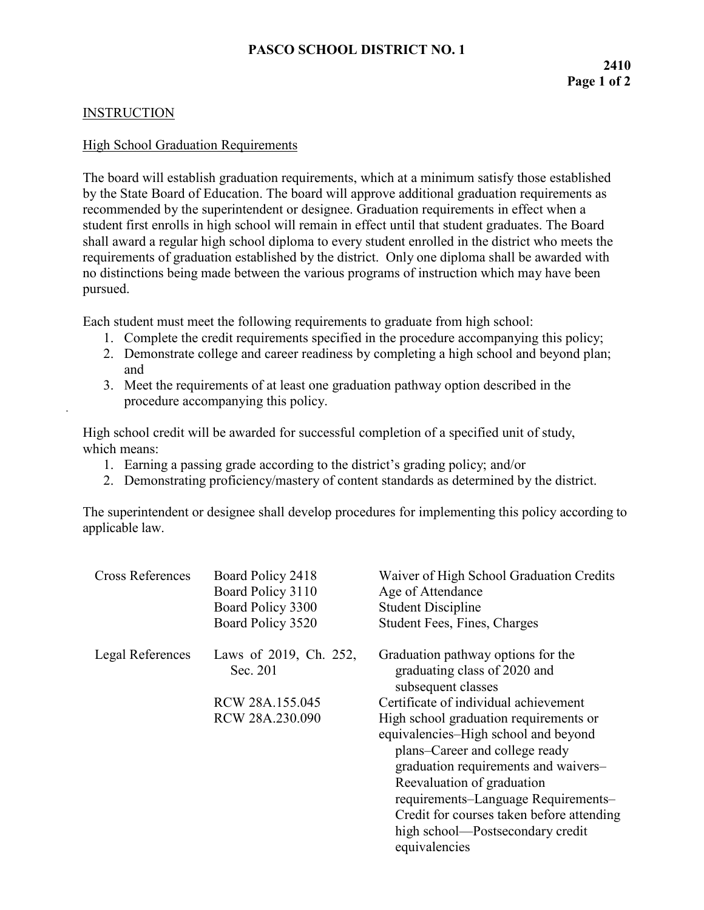# PASCO SCHOOL DISTRICT NO. 1

**2410**

## INSTRUCTION

### High School Graduation Requirements

The board will establish graduation requirements, which at a minimum satisfy those established by the State Board of Education. The board will approve additional graduation requirements as recommended by the superintendent or designee. Graduation requirements in effect when a student first enrolls in high school will remain in effect until that student graduates. The Board shall award a regular high school diploma to every student enrolled in the district who meets the requirements of graduation established by the district. Only one diploma shall be awarded with no distinctions being made between the various programs of instruction which may have been pursued.

Each student must meet the following requirements to graduate from high school:

1. Complete the credit requirements specified in the procedure accompanying this policy;
2. Demonstrate college and career readiness by completing a high school and beyond plan; and
3. Meet the requirements of at least one graduation pathway option described in the procedure accompanying this policy.

High school credit will be awarded for successful completion of a specified unit of study, which means:

1. Earning a passing grade according to the district's grading policy; and/or
2. Demonstrating proficiency/mastery of content standards as determined by the district.

The superintendent or designee shall develop procedures for implementing this policy according to applicable law.

| | | |
|---|---|---|
| Cross References | Board Policy 2418 | Waiver of High School Graduation Credits |
| | Board Policy 3110 | Age of Attendance |
| | Board Policy 3300 | Student Discipline |
| | Board Policy 3520 | Student Fees, Fines, Charges |
| Legal References | Laws of 2019, Ch. 252, Sec. 201 | Graduation pathway options for the graduating class of 2020 and subsequent classes |
| | RCW 28A.155.045 | Certificate of individual achievement |
| | RCW 28A.230.090 | High school graduation requirements or equivalencies–High school and beyond plans–Career and college ready graduation requirements and waivers–Reevaluation of graduation requirements–Language Requirements–Credit for courses taken before attending high school—Postsecondary credit equivalencies |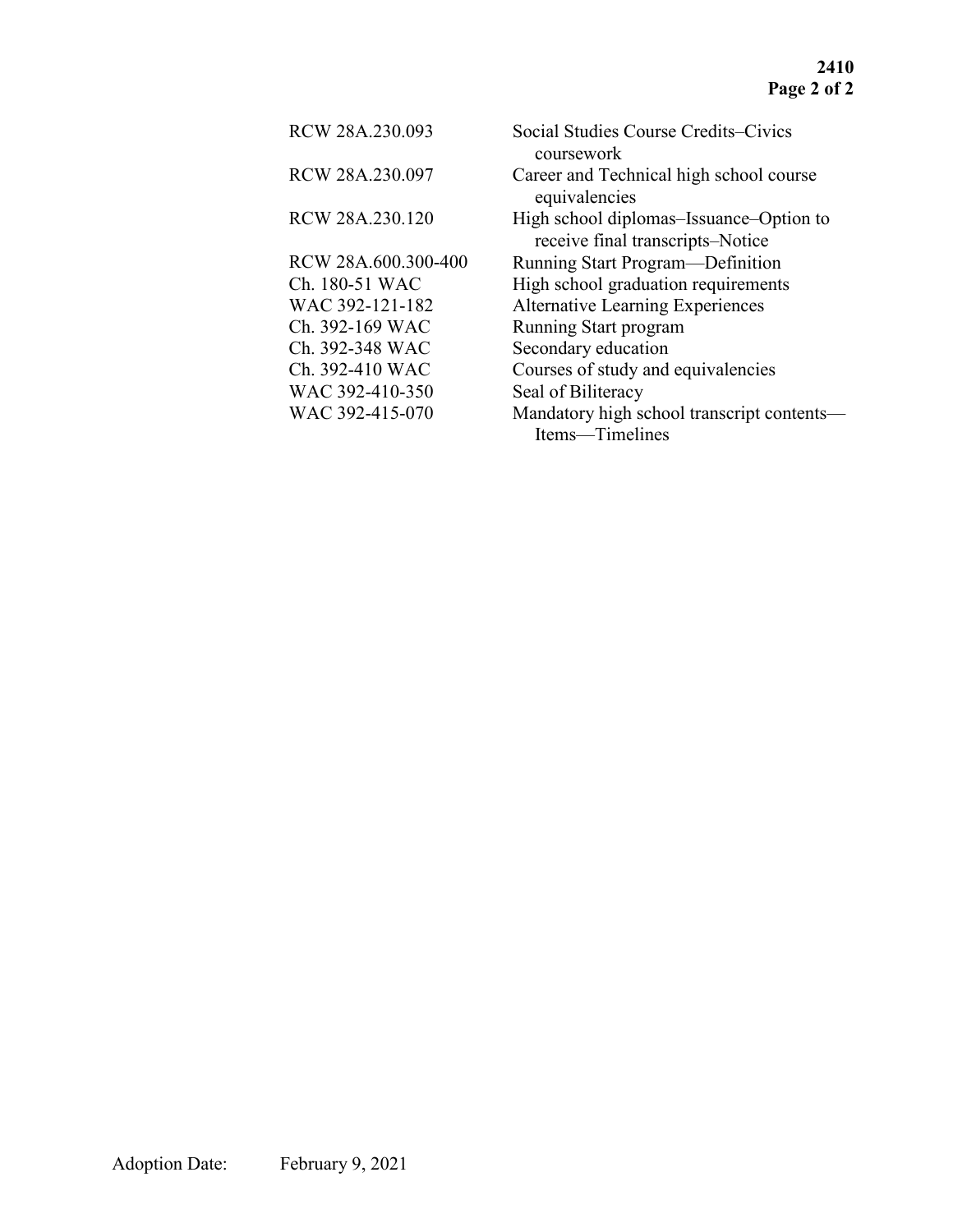| | |
|---|---|
| RCW 28A.230.093 | Social Studies Course Credits–Civics coursework |
| RCW 28A.230.097 | Career and Technical high school course equivalencies |
| RCW 28A.230.120 | High school diplomas–Issuance–Option to receive final transcripts–Notice |
| RCW 28A.600.300-400 | Running Start Program—Definition |
| Ch. 180-51 WAC | High school graduation requirements |
| WAC 392-121-182 | Alternative Learning Experiences |
| Ch. 392-169 WAC | Running Start program |
| Ch. 392-348 WAC | Secondary education |
| Ch. 392-410 WAC | Courses of study and equivalencies |
| WAC 392-410-350 | Seal of Biliteracy |
| WAC 392-415-070 | Mandatory high school transcript contents—Items—Timelines |

Adoption Date: February 9, 2021